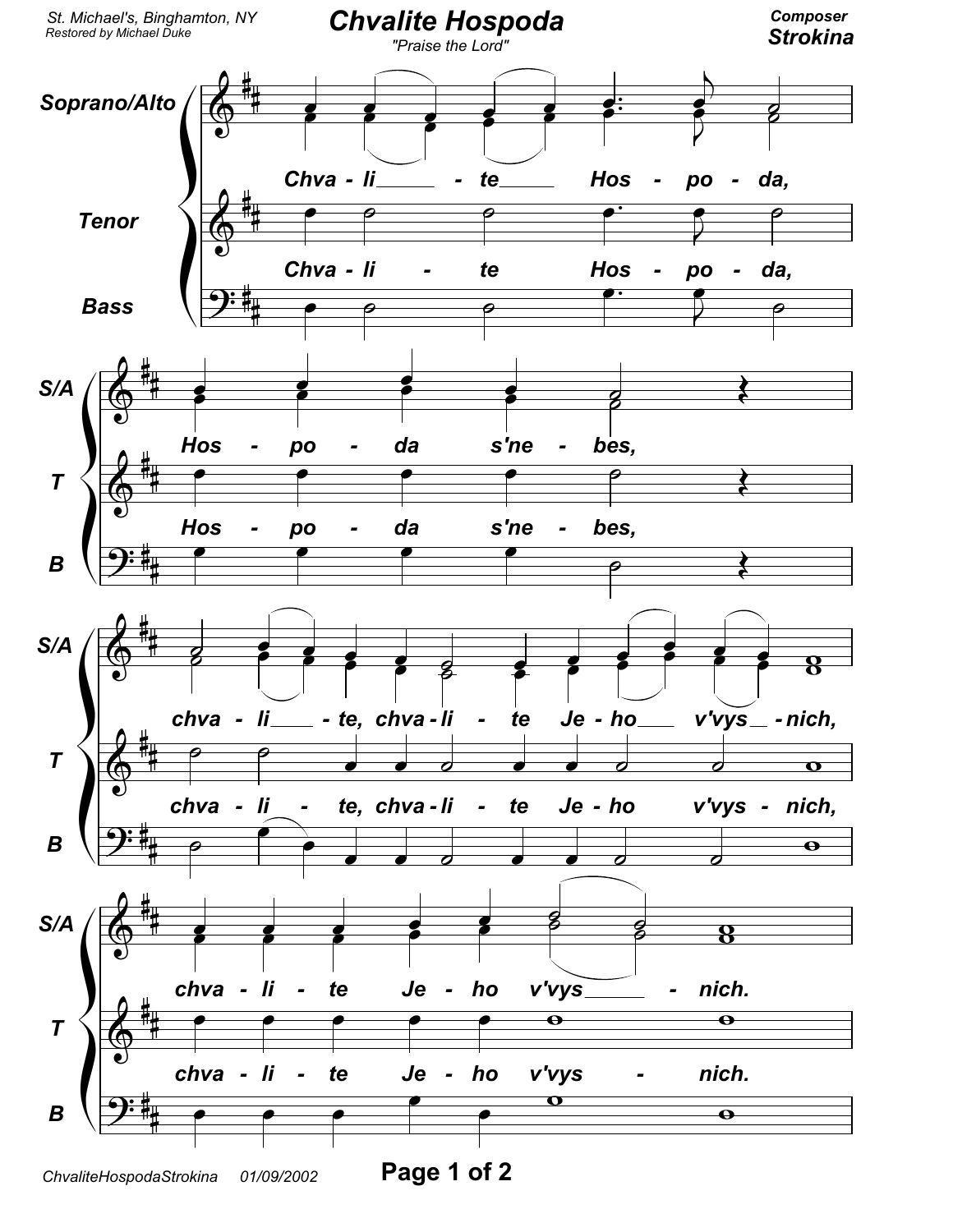St. Michael's, Binghamton, NY
Restored by Michael Duke

# Chvalite Hospoda

"Praise the Lord"

Composer
**Strokina**

Soprano/Alto, Tenor, Bass

Chva - li - te Hos - po - da,
Hos - po - da s'ne - bes,
chva - li - te, chva - li - te Je - ho v'vys - nich,
chva - li - te Je - ho v'vys - nich.

ChvaliteHospodaStrokina 01/09/2002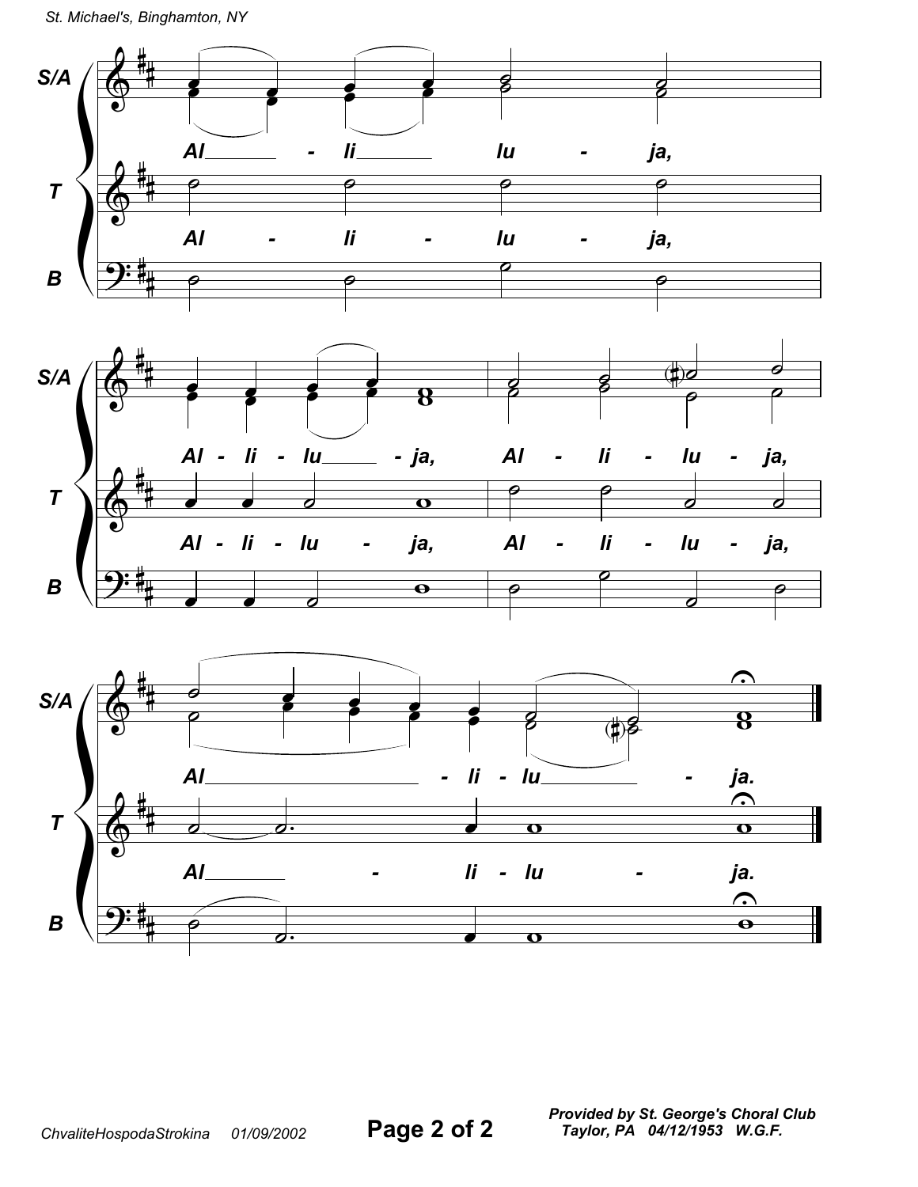St. Michael's, Binghamton, NY

S/A

Al - li lu - ja,

T

Al - li - lu - ja,

B

S/A

Al - li - lu - ja, Al - li - lu - ja,

T

Al - li - lu - ja, Al - li - lu - ja,

B

S/A

Al - li - lu - ja.

T

Al - li - lu - ja.

B

ChvaliteHospodaStrokina 01/09/2002

*Provided by St. George's Choral Club Taylor, PA 04/12/1953 W.G.F.*